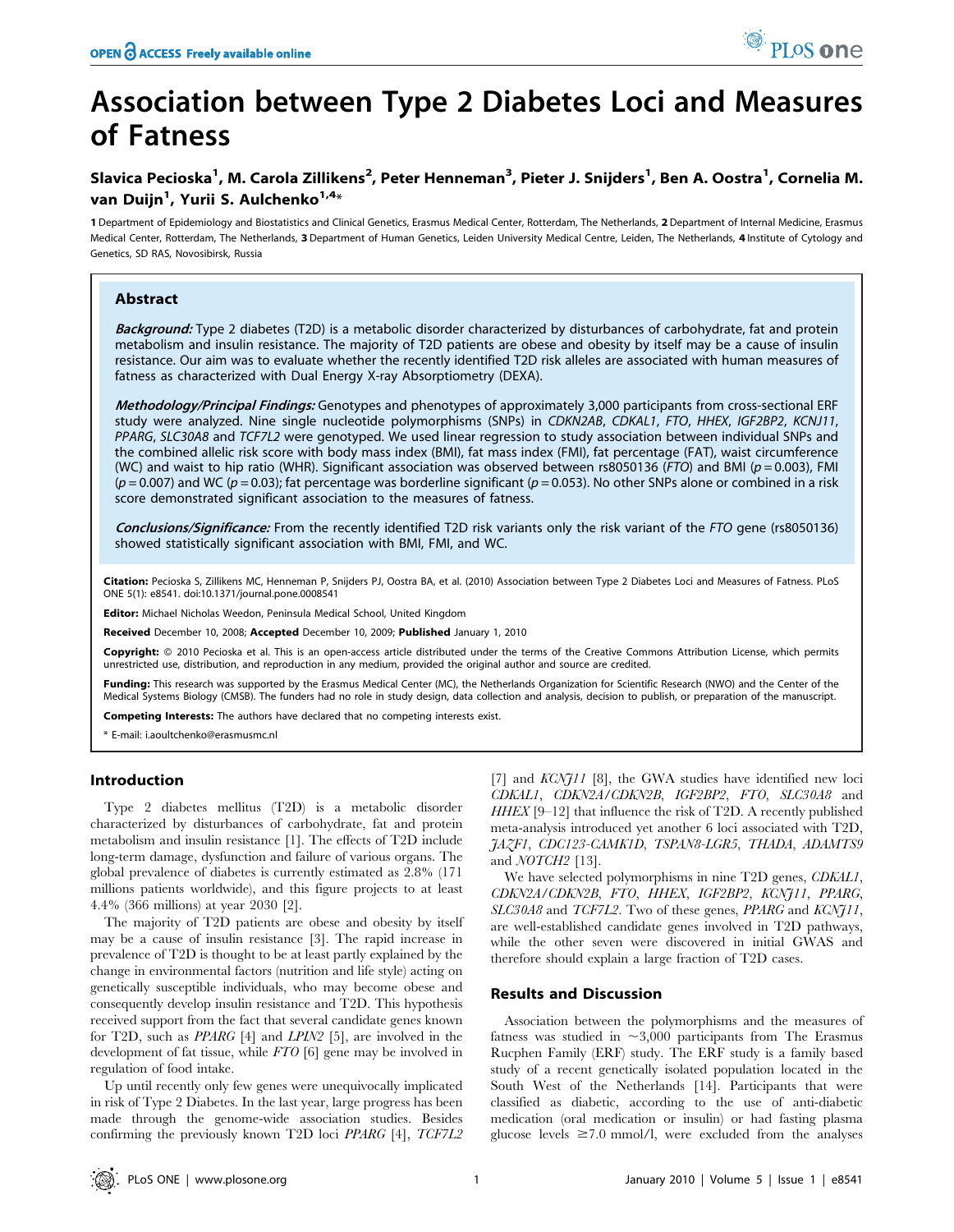# Association between Type 2 Diabetes Loci and Measures of Fatness

**Slavica Pecioska[1], M. Carola Zillikens[2], Peter Henneman[3], Pieter J. Snijders[1], Ben A. Oostra[1], Cornelia M. van Duijn[1], Yurii S. Aulchenko[1,4]***

1 Department of Epidemiology and Biostatistics and Clinical Genetics, Erasmus Medical Center, Rotterdam, The Netherlands, 2 Department of Internal Medicine, Erasmus Medical Center, Rotterdam, The Netherlands, 3 Department of Human Genetics, Leiden University Medical Centre, Leiden, The Netherlands, 4 Institute of Cytology and Genetics, SD RAS, Novosibirsk, Russia

## Abstract

***Background:*** Type 2 diabetes (T2D) is a metabolic disorder characterized by disturbances of carbohydrate, fat and protein metabolism and insulin resistance. The majority of T2D patients are obese and obesity by itself may be a cause of insulin resistance. Our aim was to evaluate whether the recently identified T2D risk alleles are associated with human measures of fatness as characterized with Dual Energy X-ray Absorptiometry (DEXA).

***Methodology/Principal Findings:*** Genotypes and phenotypes of approximately 3,000 participants from cross-sectional ERF study were analyzed. Nine single nucleotide polymorphisms (SNPs) in *CDKN2AB*, *CDKAL1*, *FTO*, *HHEX*, *IGF2BP2*, *KCNJ11*, *PPARG*, *SLC30A8* and *TCF7L2* were genotyped. We used linear regression to study association between individual SNPs and the combined allelic risk score with body mass index (BMI), fat mass index (FMI), fat percentage (FAT), waist circumference (WC) and waist to hip ratio (WHR). Significant association was observed between rs8050136 (*FTO*) and BMI ($p = 0.003$), FMI ($p = 0.007$) and WC ($p = 0.03$); fat percentage was borderline significant ($p = 0.053$). No other SNPs alone or combined in a risk score demonstrated significant association to the measures of fatness.

***Conclusions/Significance:*** From the recently identified T2D risk variants only the risk variant of the *FTO* gene (rs8050136) showed statistically significant association with BMI, FMI, and WC.

**Citation:** Pecioska S, Zillikens MC, Henneman P, Snijders PJ, Oostra BA, et al. (2010) Association between Type 2 Diabetes Loci and Measures of Fatness. PLoS ONE 5(1): e8541. doi:10.1371/journal.pone.0008541

**Editor:** Michael Nicholas Weedon, Peninsula Medical School, United Kingdom

**Received** December 10, 2008; **Accepted** December 10, 2009; **Published** January 1, 2010

**Copyright:** © 2010 Pecioska et al. This is an open-access article distributed under the terms of the Creative Commons Attribution License, which permits unrestricted use, distribution, and reproduction in any medium, provided the original author and source are credited.

**Funding:** This research was supported by the Erasmus Medical Center (MC), the Netherlands Organization for Scientific Research (NWO) and the Center of the Medical Systems Biology (CMSB). The funders had no role in study design, data collection and analysis, decision to publish, or preparation of the manuscript.

**Competing Interests:** The authors have declared that no competing interests exist.

\* E-mail: i.aoultchenko@erasmusmc.nl

## Introduction

Type 2 diabetes mellitus (T2D) is a metabolic disorder characterized by disturbances of carbohydrate, fat and protein metabolism and insulin resistance [1]. The effects of T2D include long-term damage, dysfunction and failure of various organs. The global prevalence of diabetes is currently estimated as 2.8% (171 millions patients worldwide), and this figure projects to at least 4.4% (366 millions) at year 2030 [2].

The majority of T2D patients are obese and obesity by itself may be a cause of insulin resistance [3]. The rapid increase in prevalence of T2D is thought to be at least partly explained by the change in environmental factors (nutrition and life style) acting on genetically susceptible individuals, who may become obese and consequently develop insulin resistance and T2D. This hypothesis received support from the fact that several candidate genes known for T2D, such as *PPARG* [4] and *LPIN2* [5], are involved in the development of fat tissue, while *FTO* [6] gene may be involved in regulation of food intake.

Up until recently only few genes were unequivocally implicated in risk of Type 2 Diabetes. In the last year, large progress has been made through the genome-wide association studies. Besides confirming the previously known T2D loci *PPARG* [4], *TCF7L2* [7] and *KCNJ11* [8], the GWA studies have identified new loci *CDKAL1*, *CDKN2A/CDKN2B*, *IGF2BP2*, *FTO*, *SLC30A8* and *HHEX* [9–12] that influence the risk of T2D. A recently published meta-analysis introduced yet another 6 loci associated with T2D, *JAZF1*, *CDC123-CAMK1D*, *TSPAN8-LGR5*, *THADA*, *ADAMTS9* and *NOTCH2* [13].

We have selected polymorphisms in nine T2D genes, *CDKAL1*, *CDKN2A/CDKN2B*, *FTO*, *HHEX*, *IGF2BP2*, *KCNJ11*, *PPARG*, *SLC30A8* and *TCF7L2*. Two of these genes, *PPARG* and *KCNJ11*, are well-established candidate genes involved in T2D pathways, while the other seven were discovered in initial GWAS and therefore should explain a large fraction of T2D cases.

## Results and Discussion

Association between the polymorphisms and the measures of fatness was studied in ~3,000 participants from The Erasmus Rucphen Family (ERF) study. The ERF study is a family based study of a recent genetically isolated population located in the South West of the Netherlands [14]. Participants that were classified as diabetic, according to the use of anti-diabetic medication (oral medication or insulin) or had fasting plasma glucose levels ≥7.0 mmol/l, were excluded from the analyses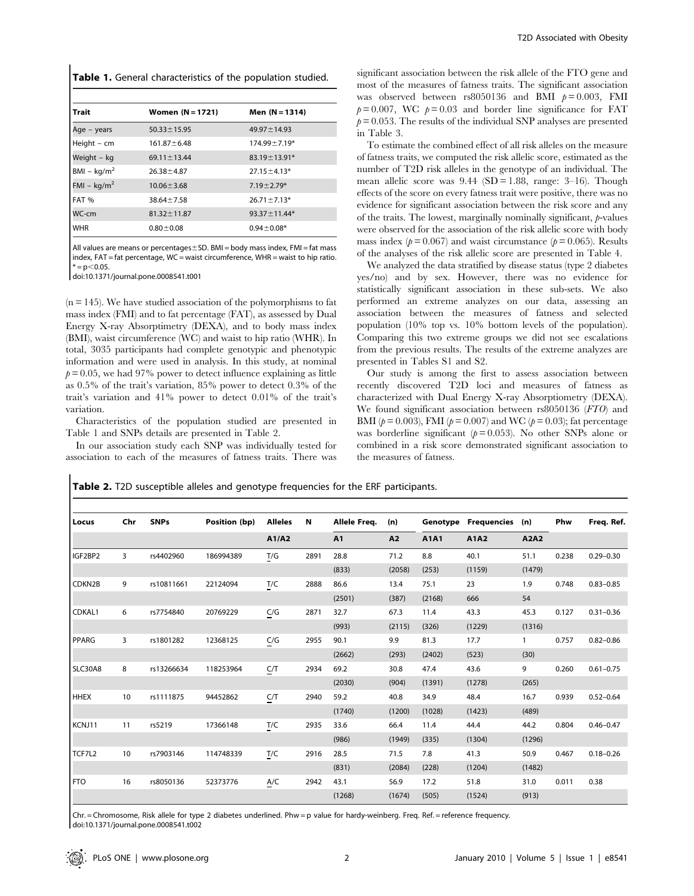**Table 1.** General characteristics of the population studied.

| Trait | Women (N = 1721) | Men (N = 1314) |
|---|---|---|
| Age – years | 50.33±15.95 | 49.97±14.93 |
| Height – cm | 161.87±6.48 | 174.99±7.19* |
| Weight – kg | 69.11±13.44 | 83.19±13.91* |
| BMI – kg/m$^2$ | 26.38±4.87 | 27.15±4.13* |
| FMI – kg/m$^2$ | 10.06±3.68 | 7.19±2.79* |
| FAT % | 38.64±7.58 | 26.71±7.13* |
| WC-cm | 81.32±11.87 | 93.37±11.44* |
| WHR | 0.80±0.08 | 0.94±0.08* |

All values are means or percentages±SD. BMI = body mass index, FMI = fat mass index, FAT = fat percentage, WC = waist circumference, WHR = waist to hip ratio. * = $p<0.05$.
doi:10.1371/journal.pone.0008541.t001

(n = 145). We have studied association of the polymorphisms to fat mass index (FMI) and to fat percentage (FAT), as assessed by Dual Energy X-ray Absorptimetry (DEXA), and to body mass index (BMI), waist circumference (WC) and waist to hip ratio (WHR). In total, 3035 participants had complete genotypic and phenotypic information and were used in analysis. In this study, at nominal $p=0.05$, we had 97% power to detect influence explaining as little as 0.5% of the trait's variation, 85% power to detect 0.3% of the trait's variation and 41% power to detect 0.01% of the trait's variation.

Characteristics of the population studied are presented in Table 1 and SNPs details are presented in Table 2.

In our association study each SNP was individually tested for association to each of the measures of fatness traits. There was significant association between the risk allele of the FTO gene and most of the measures of fatness traits. The significant association was observed between rs8050136 and BMI $p=0.003$, FMI $p=0.007$, WC $p=0.03$ and border line significance for FAT $p=0.053$. The results of the individual SNP analyses are presented in Table 3.

To estimate the combined effect of all risk alleles on the measure of fatness traits, we computed the risk allelic score, estimated as the number of T2D risk alleles in the genotype of an individual. The mean allelic score was 9.44 (SD = 1.88, range: 3–16). Though effects of the score on every fatness trait were positive, there was no evidence for significant association between the risk score and any of the traits. The lowest, marginally nominally significant, $p$-values were observed for the association of the risk allelic score with body mass index ($p=0.067$) and waist circumstance ($p=0.065$). Results of the analyses of the risk allelic score are presented in Table 4.

We analyzed the data stratified by disease status (type 2 diabetes yes/no) and by sex. However, there was no evidence for statistically significant association in these sub-sets. We also performed an extreme analyzes on our data, assessing an association between the measures of fatness and selected population (10% top vs. 10% bottom levels of the population). Comparing this two extreme groups we did not see escalations from the previous results. The results of the extreme analyzes are presented in Tables S1 and S2.

Our study is among the first to assess association between recently discovered T2D loci and measures of fatness as characterized with Dual Energy X-ray Absorptiometry (DEXA). We found significant association between rs8050136 (*FTO*) and BMI ($p=0.003$), FMI ($p=0.007$) and WC ($p=0.03$); fat percentage was borderline significant ($p=0.053$). No other SNPs alone or combined in a risk score demonstrated significant association to the measures of fatness.

**Table 2.** T2D susceptible alleles and genotype frequencies for the ERF participants.

| Locus | Chr | SNPs | Position (bp) | Alleles | N | Allele Freq. | (n) | Genotype | Frequencies | (n) | Phw | Freq. Ref. |
|---|---|---|---|---|---|---|---|---|---|---|---|---|
| | | | | A1/A2 | | A1 | A2 | A1A1 | A1A2 | A2A2 | | |
| IGF2BP2 | 3 | rs4402960 | 186994389 | T/G | 2891 | 28.8 | 71.2 | 8.8 | 40.1 | 51.1 | 0.238 | 0.29–0.30 |
| | | | | | | (833) | (2058) | (253) | (1159) | (1479) | | |
| CDKN2B | 9 | rs10811661 | 22124094 | T/C | 2888 | 86.6 | 13.4 | 75.1 | 23 | 1.9 | 0.748 | 0.83–0.85 |
| | | | | | | (2501) | (387) | (2168) | 666 | 54 | | |
| CDKAL1 | 6 | rs7754840 | 20769229 | C/G | 2871 | 32.7 | 67.3 | 11.4 | 43.3 | 45.3 | 0.127 | 0.31–0.36 |
| | | | | | | (993) | (2115) | (326) | (1229) | (1316) | | |
| PPARG | 3 | rs1801282 | 12368125 | C/G | 2955 | 90.1 | 9.9 | 81.3 | 17.7 | 1 | 0.757 | 0.82–0.86 |
| | | | | | | (2662) | (293) | (2402) | (523) | (30) | | |
| SLC30A8 | 8 | rs13266634 | 118253964 | C/T | 2934 | 69.2 | 30.8 | 47.4 | 43.6 | 9 | 0.260 | 0.61–0.75 |
| | | | | | | (2030) | (904) | (1391) | (1278) | (265) | | |
| HHEX | 10 | rs1111875 | 94452862 | C/T | 2940 | 59.2 | 40.8 | 34.9 | 48.4 | 16.7 | 0.939 | 0.52–0.64 |
| | | | | | | (1740) | (1200) | (1028) | (1423) | (489) | | |
| KCNJ11 | 11 | rs5219 | 17366148 | T/C | 2935 | 33.6 | 66.4 | 11.4 | 44.4 | 44.2 | 0.804 | 0.46–0.47 |
| | | | | | | (986) | (1949) | (335) | (1304) | (1296) | | |
| TCF7L2 | 10 | rs7903146 | 114748339 | T/C | 2916 | 28.5 | 71.5 | 7.8 | 41.3 | 50.9 | 0.467 | 0.18–0.26 |
| | | | | | | (831) | (2084) | (228) | (1204) | (1482) | | |
| FTO | 16 | rs8050136 | 52373776 | A/C | 2942 | 43.1 | 56.9 | 17.2 | 51.8 | 31.0 | 0.011 | 0.38 |
| | | | | | | (1268) | (1674) | (505) | (1524) | (913) | | |

Chr. = Chromosome, Risk allele for type 2 diabetes underlined. Phw = p value for hardy-weinberg. Freq. Ref. = reference frequency.
doi:10.1371/journal.pone.0008541.t002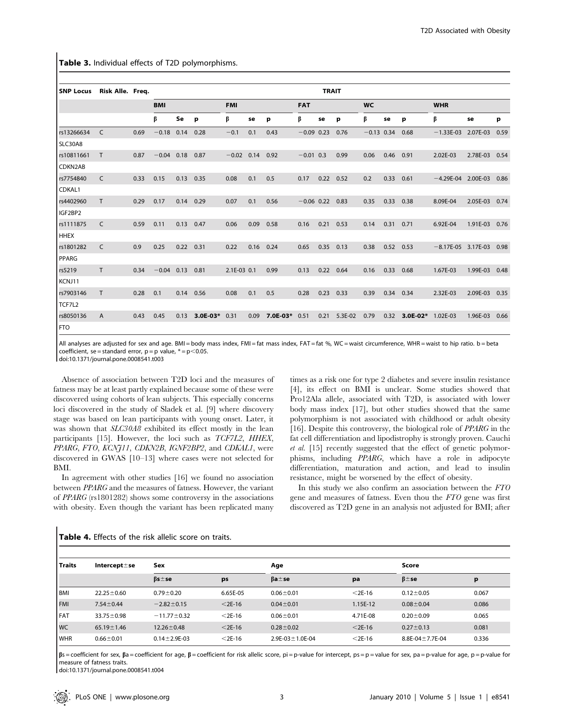**Table 3.** Individual effects of T2D polymorphisms.

| SNP Locus | Risk Alle. | Freq. | TRAIT | | | | | | | | | | | | | | |
|---|---|---|---|---|---|---|---|---|---|---|---|---|---|---|---|---|---|
| | | | BMI | | | FMI | | | FAT | | | WC | | | WHR | | |
| | | | β | Se | p | β | se | p | β | se | p | β | se | p | β | se | p |
| rs13266634 SLC30A8 | C | 0.69 | −0.18 | 0.14 | 0.28 | −0.1 | 0.1 | 0.43 | −0.09 | 0.23 | 0.76 | −0.13 | 0.34 | 0.68 | −1.33E-03 | 2.07E-03 | 0.59 |
| rs10811661 CDKN2AB | T | 0.87 | −0.04 | 0.18 | 0.87 | −0.02 | 0.14 | 0.92 | −0.01 | 0.3 | 0.99 | 0.06 | 0.46 | 0.91 | 2.02E-03 | 2.78E-03 | 0.54 |
| rs7754840 CDKAL1 | C | 0.33 | 0.15 | 0.13 | 0.35 | 0.08 | 0.1 | 0.5 | 0.17 | 0.22 | 0.52 | 0.2 | 0.33 | 0.61 | −4.29E-04 | 2.00E-03 | 0.86 |
| rs4402960 IGF2BP2 | T | 0.29 | 0.17 | 0.14 | 0.29 | 0.07 | 0.1 | 0.56 | −0.06 | 0.22 | 0.83 | 0.35 | 0.33 | 0.38 | 8.09E-04 | 2.05E-03 | 0.74 |
| rs1111875 HHEX | C | 0.59 | 0.11 | 0.13 | 0.47 | 0.06 | 0.09 | 0.58 | 0.16 | 0.21 | 0.53 | 0.14 | 0.31 | 0.71 | 6.92E-04 | 1.91E-03 | 0.76 |
| rs1801282 PPARG | C | 0.9 | 0.25 | 0.22 | 0.31 | 0.22 | 0.16 | 0.24 | 0.65 | 0.35 | 0.13 | 0.38 | 0.52 | 0.53 | −8.17E-05 | 3.17E-03 | 0.98 |
| rs5219 KCNJ11 | T | 0.34 | −0.04 | 0.13 | 0.81 | 2.1E-03 | 0.1 | 0.99 | 0.13 | 0.22 | 0.64 | 0.16 | 0.33 | 0.68 | 1.67E-03 | 1.99E-03 | 0.48 |
| rs7903146 TCF7L2 | T | 0.28 | 0.1 | 0.14 | 0.56 | 0.08 | 0.1 | 0.5 | 0.28 | 0.23 | 0.33 | 0.39 | 0.34 | 0.34 | 2.32E-03 | 2.09E-03 | 0.35 |
| rs8050136 FTO | A | 0.43 | 0.45 | 0.13 | **3.0E-03*** | 0.31 | 0.09 | **7.0E-03*** | 0.51 | 0.21 | 5.3E-02 | 0.79 | 0.32 | **3.0E-02*** | 1.02E-03 | 1.96E-03 | 0.66 |

All analyses are adjusted for sex and age. BMI = body mass index, FMI = fat mass index, FAT = fat %, WC = waist circumference, WHR = waist to hip ratio. b = beta coefficient, se = standard error, p = p value, * = p<0.05.
doi:10.1371/journal.pone.0008541.t003

Absence of association between T2D loci and the measures of fatness may be at least partly explained because some of these were discovered using cohorts of lean subjects. This especially concerns loci discovered in the study of Sladek et al. [9] where discovery stage was based on lean participants with young onset. Later, it was shown that *SLC30A8* exhibited its effect mostly in the lean participants [15]. However, the loci such as *TCF7L2*, *HHEX*, *PPARG*, *FTO*, *KCNJ11*, *CDKN2B*, *IGNF2BP2*, and *CDKAL1*, were discovered in GWAS [10–13] where cases were not selected for BMI.

In agreement with other studies [16] we found no association between *PPARG* and the measures of fatness. However, the variant of *PPARG* (rs1801282) shows some controversy in the associations with obesity. Even though the variant has been replicated many times as a risk one for type 2 diabetes and severe insulin resistance [4], its effect on BMI is unclear. Some studies showed that Pro12Ala allele, associated with T2D, is associated with lower body mass index [17], but other studies showed that the same polymorphism is not associated with childhood or adult obesity [16]. Despite this controversy, the biological role of *PPARG* in the fat cell differentiation and lipodistrophy is strongly proven. Cauchi *et al.* [15] recently suggested that the effect of genetic polymorphisms, including *PPARG*, which have a role in adipocyte differentiation, maturation and action, and lead to insulin resistance, might be worsened by the effect of obesity.

In this study we also confirm an association between the *FTO* gene and measures of fatness. Even thou the *FTO* gene was first discovered as T2D gene in an analysis not adjusted for BMI; after

**Table 4.** Effects of the risk allelic score on traits.

| Traits | Intercept±se | Sex | | Age | | Score | |
|---|---|---|---|---|---|---|---|
| | | βs±se | ps | βa±se | pa | β±se | p |
| BMI | 22.25±0.60 | 0.79±0.20 | 6.65E-05 | 0.06±0.01 | <2E-16 | 0.12±0.05 | 0.067 |
| FMI | 7.54±0.44 | −2.82±0.15 | <2E-16 | 0.04±0.01 | 1.15E-12 | 0.08±0.04 | 0.086 |
| FAT | 33.75±0.98 | −11.77±0.32 | <2E-16 | 0.06±0.01 | 4.71E-08 | 0.20±0.09 | 0.065 |
| WC | 65.19±1.46 | 12.26±0.48 | <2E-16 | 0.28±0.02 | <2E-16 | 0.27±0.13 | 0.081 |
| WHR | 0.66±0.01 | 0.14±2.9E-03 | <2E-16 | 2.9E-03±1.0E-04 | <2E-16 | 8.8E-04±7.7E-04 | 0.336 |

βs = coefficient for sex, βa = coefficient for age, β = coefficient for risk allelic score, pi = p-value for intercept, ps = p = value for sex, pa = p-value for age, p = p-value for measure of fatness traits.
doi:10.1371/journal.pone.0008541.t004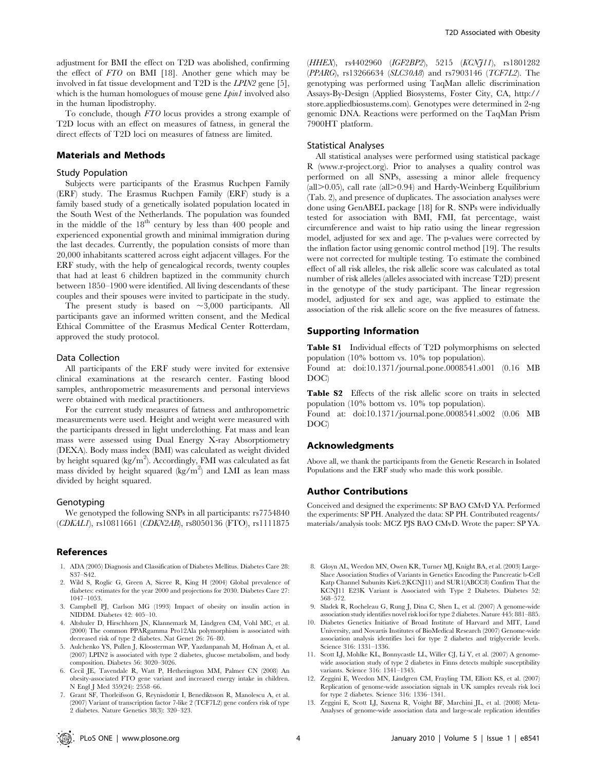adjustment for BMI the effect on T2D was abolished, confirming the effect of *FTO* on BMI [18]. Another gene which may be involved in fat tissue development and T2D is the *LPIN2* gene [5], which is the human homologues of mouse gene *Lpin1* involved also in the human lipodistrophy.

To conclude, though *FTO* locus provides a strong example of T2D locus with an effect on measures of fatness, in general the direct effects of T2D loci on measures of fatness are limited.

## Materials and Methods

### Study Population

Subjects were participants of the Erasmus Ruchpen Family (ERF) study. The Erasmus Ruchpen Family (ERF) study is a family based study of a genetically isolated population located in the South West of the Netherlands. The population was founded in the middle of the 18$^{th}$ century by less than 400 people and experienced exponential growth and minimal immigration during the last decades. Currently, the population consists of more than 20,000 inhabitants scattered across eight adjacent villages. For the ERF study, with the help of genealogical records, twenty couples that had at least 6 children baptized in the community church between 1850–1900 were identified. All living descendants of these couples and their spouses were invited to participate in the study.

The present study is based on ~3,000 participants. All participants gave an informed written consent, and the Medical Ethical Committee of the Erasmus Medical Center Rotterdam, approved the study protocol.

### Data Collection

All participants of the ERF study were invited for extensive clinical examinations at the research center. Fasting blood samples, anthropometric measurements and personal interviews were obtained with medical practitioners.

For the current study measures of fatness and anthropometric measurements were used. Height and weight were measured with the participants dressed in light underclothing. Fat mass and lean mass were assessed using Dual Energy X-ray Absorptiometry (DEXA). Body mass index (BMI) was calculated as weight divided by height squared (kg/m$^2$). Accordingly, FMI was calculated as fat mass divided by height squared (kg/m$^2$) and LMI as lean mass divided by height squared.

### Genotyping

We genotyped the following SNPs in all participants: rs7754840 (*CDKAL1*), rs10811661 (*CDKN2AB*), rs8050136 (FTO), rs1111875 (*HHEX*), rs4402960 (*IGF2BP2*), 5215 (*KCNJ11*), rs1801282 (*PPARG*), rs13266634 (*SLC30A8*) and rs7903146 (*TCF7L2*). The genotyping was performed using TaqMan allelic discrimination Assays-By-Design (Applied Biosystems, Foster City, CA, http://store.appliedbiosustems.com). Genotypes were determined in 2-ng genomic DNA. Reactions were performed on the TaqMan Prism 7900HT platform.

### Statistical Analyses

All statistical analyses were performed using statistical package R (www.r-project.org). Prior to analyses a quality control was performed on all SNPs, assessing a minor allele frequency (all>0.05), call rate (all>0.94) and Hardy-Weinberg Equilibrium (Tab. 2), and presence of duplicates. The association analyses were done using GenABEL package [18] for R. SNPs were individually tested for association with BMI, FMI, fat percentage, waist circumference and waist to hip ratio using the linear regression model, adjusted for sex and age. The p-values were corrected by the inflation factor using genomic control method [19]. The results were not corrected for multiple testing. To estimate the combined effect of all risk alleles, the risk allelic score was calculated as total number of risk alleles (alleles associated with increase T2D) present in the genotype of the study participant. The linear regression model, adjusted for sex and age, was applied to estimate the association of the risk allelic score on the five measures of fatness.

## Supporting Information

**Table S1** Individual effects of T2D polymorphisms on selected population (10% bottom vs. 10% top population).
Found at: doi:10.1371/journal.pone.0008541.s001 (0.16 MB DOC)

**Table S2** Effects of the risk allelic score on traits in selected population (10% bottom vs. 10% top population).
Found at: doi:10.1371/journal.pone.0008541.s002 (0.06 MB DOC)

## Acknowledgments

Above all, we thank the participants from the Genetic Research in Isolated Populations and the ERF study who made this work possible.

## Author Contributions

Conceived and designed the experiments: SP BAO CMvD YA. Performed the experiments: SP PH. Analyzed the data: SP PH. Contributed reagents/materials/analysis tools: MCZ PJS BAO CMvD. Wrote the paper: SP YA.

## References

1. ADA (2005) Diagnosis and Classification of Diabetes Mellitus. Diabetes Care 28: S37–S42.
2. Wild S, Roglic G, Green A, Sicree R, King H (2004) Global prevalence of diabetes: estimates for the year 2000 and projections for 2030. Diabetes Care 27: 1047–1053.
3. Campbell PJ, Carlson MG (1993) Impact of obesity on insulin action in NIDDM. Diabetes 42: 405–10.
4. Altshuler D, Hirschhorn JN, Klannemark M, Lindgren CM, Vohl MC, et al. (2000) The common PPARgamma Pro12Ala polymorphism is associated with decreased risk of type 2 diabetes. Nat Genet 26: 76–80.
5. Aulchenko YS, Pullen J, Kloosterman WP, Yazdanpanah M, Hofman A, et al. (2007) LPIN2 is associated with type 2 diabetes, glucose metabolism, and body composition. Diabetes 56: 3020–3026.
6. Cecil JE, Tavendale R, Watt P, Hetherington MM, Palmer CN (2008) An obesity-associated FTO gene variant and increased energy intake in children. N Engl J Med 359(24): 2558–66.
7. Grant SF, Thorleifsson G, Reynisdottir I, Benediktsson R, Manolescu A, et al. (2007) Variant of transcription factor 7-like 2 (TCF7L2) gene confers risk of type 2 diabetes. Nature Genetics 38(3): 320–323.
8. Gloyn AL, Weedon MN, Owen KR, Turner MJ, Knight BA, et al. (2003) Large-Slace Association Studies of Variants in Genetics Encoding the Pancreatic b-Cell Katp Channel Subunits Kir6.2(KCNJ11) and SUR1(ABCC8) Confirm That the KCNJ11 E23K Variant is Associated with Type 2 Diabetes. Diabetes 52: 568–572.
9. Sladek R, Rocheleau G, Rung J, Dina C, Shen L, et al. (2007) A genome-wide association study identifies novel risk loci for type 2 diabetes. Nature 445: 881–885.
10. Diabetes Genetics Initiative of Broad Institute of Harvard and MIT, Lund University, and Novartis Institutes of BioMedical Research (2007) Genome-wide association analysis identifies loci for type 2 diabetes and triglyceride levels. Science 316: 1331–1336.
11. Scott LJ, Mohlke KL, Bonnycastle LL, Willer CJ, Li Y, et al. (2007) A genome-wide association study of type 2 diabetes in Finns detects multiple susceptibility variants. Science 316: 1341–1345.
12. Zeggini E, Weedon MN, Lindgren CM, Frayling TM, Elliott KS, et al. (2007) Replication of genome-wide association signals in UK samples reveals risk loci for type 2 diabetes. Science 316: 1336–1341.
13. Zeggini E, Scott LJ, Saxena R, Voight BF, Marchini JL, et al. (2008) Meta-Analyses of genome-wide association data and large-scale replication identifies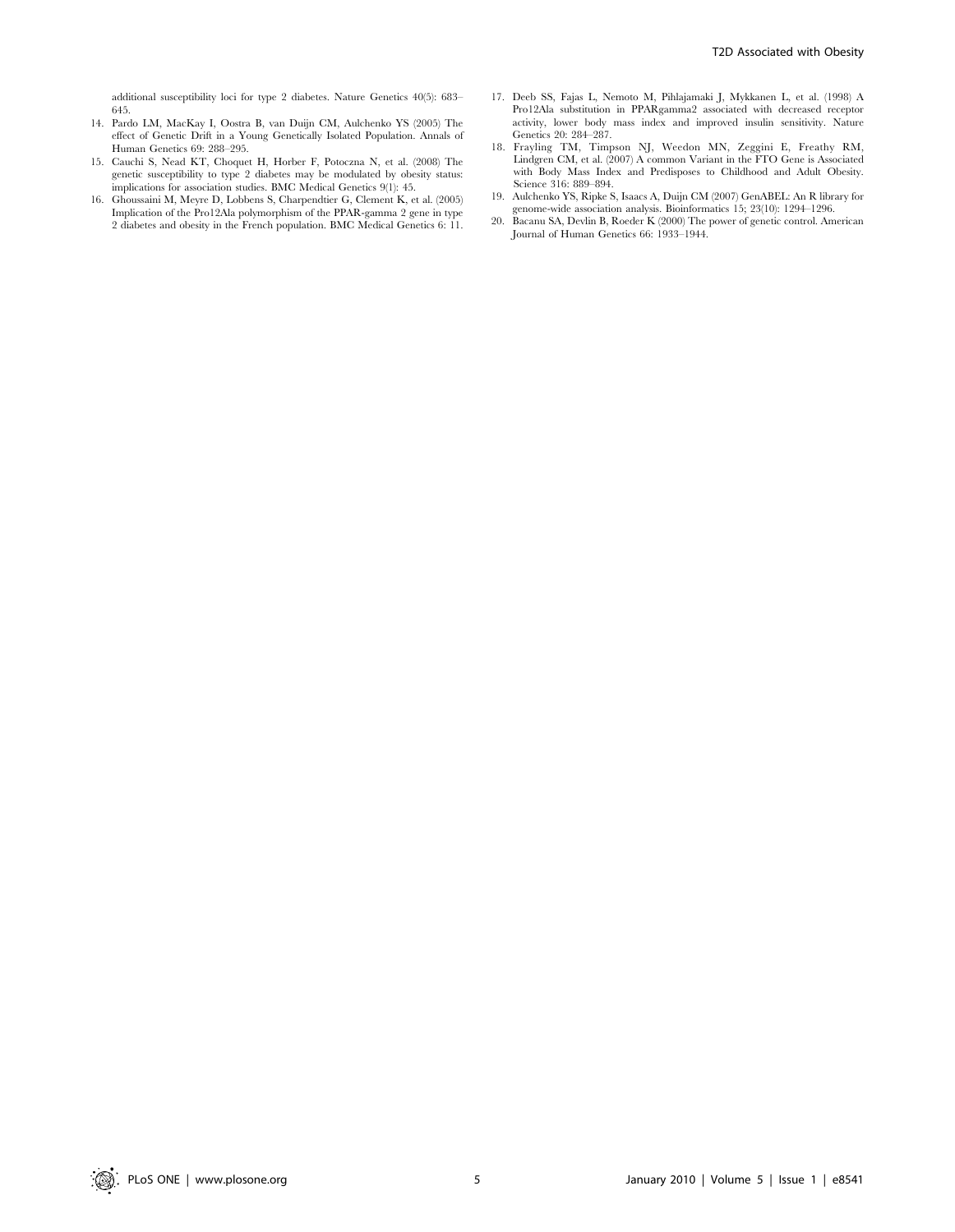additional susceptibility loci for type 2 diabetes. Nature Genetics 40(5): 683–645.

14. Pardo LM, MacKay I, Oostra B, van Duijn CM, Aulchenko YS (2005) The effect of Genetic Drift in a Young Genetically Isolated Population. Annals of Human Genetics 69: 288–295.
15. Cauchi S, Nead KT, Choquet H, Horber F, Potoczna N, et al. (2008) The genetic susceptibility to type 2 diabetes may be modulated by obesity status: implications for association studies. BMC Medical Genetics 9(1): 45.
16. Ghoussaini M, Meyre D, Lobbens S, Charpendtier G, Clement K, et al. (2005) Implication of the Pro12Ala polymorphism of the PPAR-gamma 2 gene in type 2 diabetes and obesity in the French population. BMC Medical Genetics 6: 11.
17. Deeb SS, Fajas L, Nemoto M, Pihlajamaki J, Mykkanen L, et al. (1998) A Pro12Ala substitution in PPARgamma2 associated with decreased receptor activity, lower body mass index and improved insulin sensitivity. Nature Genetics 20: 284–287.
18. Frayling TM, Timpson NJ, Weedon MN, Zeggini E, Freathy RM, Lindgren CM, et al. (2007) A common Variant in the FTO Gene is Associated with Body Mass Index and Predisposes to Childhood and Adult Obesity. Science 316: 889–894.
19. Aulchenko YS, Ripke S, Isaacs A, Duijn CM (2007) GenABEL: An R library for genome-wide association analysis. Bioinformatics 15; 23(10): 1294–1296.
20. Bacanu SA, Devlin B, Roeder K (2000) The power of genetic control. American Journal of Human Genetics 66: 1933–1944.